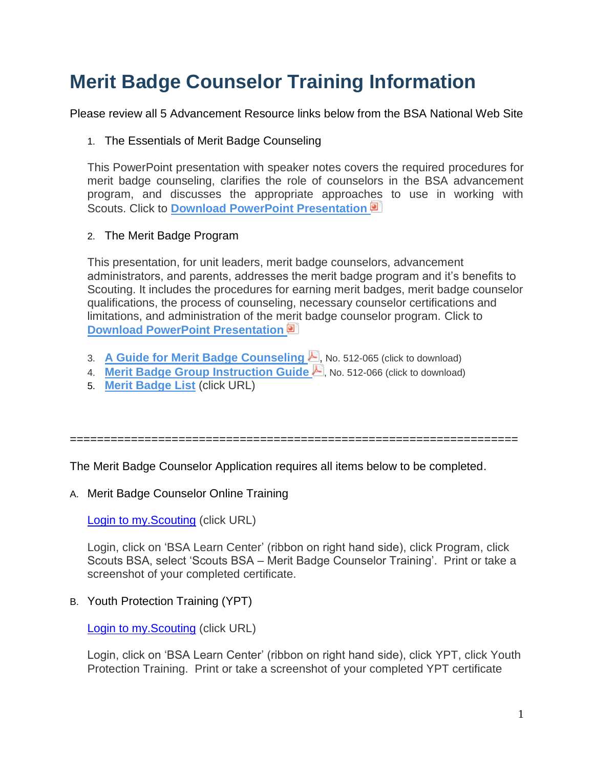# Merit Badge Counselor Training Information

Please review all 5 Advancement Resource links below from the BSA National Web Site

1. The Essentials of Merit Badge Counseling

   This PowerPoint presentation with speaker notes covers the required procedures for merit badge counseling, clarifies the role of counselors in the BSA advancement program, and discusses the appropriate approaches to use in working with Scouts. Click to **Download PowerPoint Presentation**

2. The Merit Badge Program

   This presentation, for unit leaders, merit badge counselors, advancement administrators, and parents, addresses the merit badge program and it's benefits to Scouting. It includes the procedures for earning merit badges, merit badge counselor qualifications, the process of counseling, necessary counselor certifications and limitations, and administration of the merit badge counselor program. Click to **Download PowerPoint Presentation**

3. **A Guide for Merit Badge Counseling**, No. 512-065 (click to download)
4. **Merit Badge Group Instruction Guide**, No. 512-066 (click to download)
5. **Merit Badge List** (click URL)

================================================================

The Merit Badge Counselor Application requires all items below to be completed.

A. Merit Badge Counselor Online Training

   Login to my.Scouting (click URL)

   Login, click on 'BSA Learn Center' (ribbon on right hand side), click Program, click Scouts BSA, select 'Scouts BSA – Merit Badge Counselor Training'. Print or take a screenshot of your completed certificate.

B. Youth Protection Training (YPT)

   Login to my.Scouting (click URL)

   Login, click on 'BSA Learn Center' (ribbon on right hand side), click YPT, click Youth Protection Training. Print or take a screenshot of your completed YPT certificate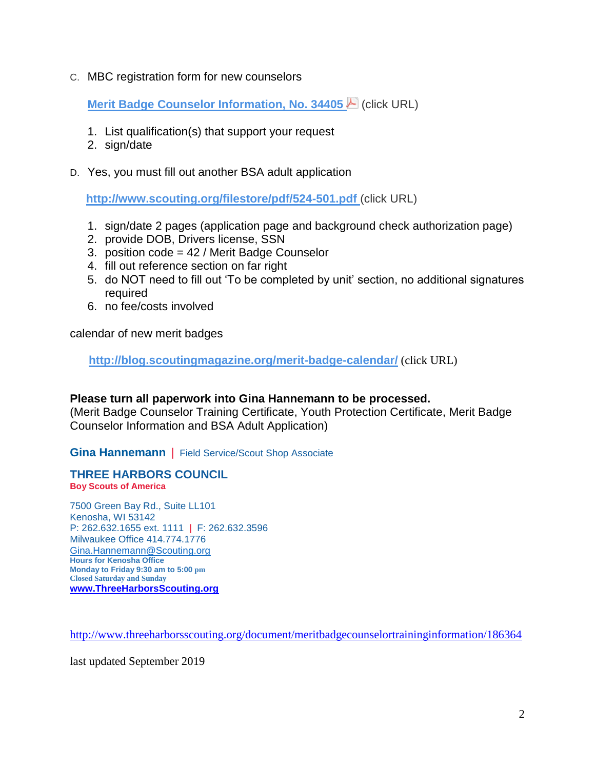C. MBC registration form for new counselors

**Merit Badge Counselor Information, No. 34405** (click URL)

1. List qualification(s) that support your request
2. sign/date

D. Yes, you must fill out another BSA adult application

**http://www.scouting.org/filestore/pdf/524-501.pdf** (click URL)

1. sign/date 2 pages (application page and background check authorization page)
2. provide DOB, Drivers license, SSN
3. position code = 42 / Merit Badge Counselor
4. fill out reference section on far right
5. do NOT need to fill out 'To be completed by unit' section, no additional signatures required
6. no fee/costs involved

calendar of new merit badges

**http://blog.scoutingmagazine.org/merit-badge-calendar/** (click URL)

**Please turn all paperwork into Gina Hannemann to be processed.**
(Merit Badge Counselor Training Certificate, Youth Protection Certificate, Merit Badge Counselor Information and BSA Adult Application)

**Gina Hannemann** | Field Service/Scout Shop Associate

**THREE HARBORS COUNCIL**
**Boy Scouts of America**

7500 Green Bay Rd., Suite LL101
Kenosha, WI 53142
P: 262.632.1655 ext. 1111 | F: 262.632.3596
Milwaukee Office 414.774.1776
Gina.Hannemann@Scouting.org
**Hours for Kenosha Office**
**Monday to Friday 9:30 am to 5:00 pm**
**Closed Saturday and Sunday**
**www.ThreeHarborsScouting.org**

http://www.threeharborsscouting.org/document/meritbadgecounselortraininginformation/186364

last updated September 2019